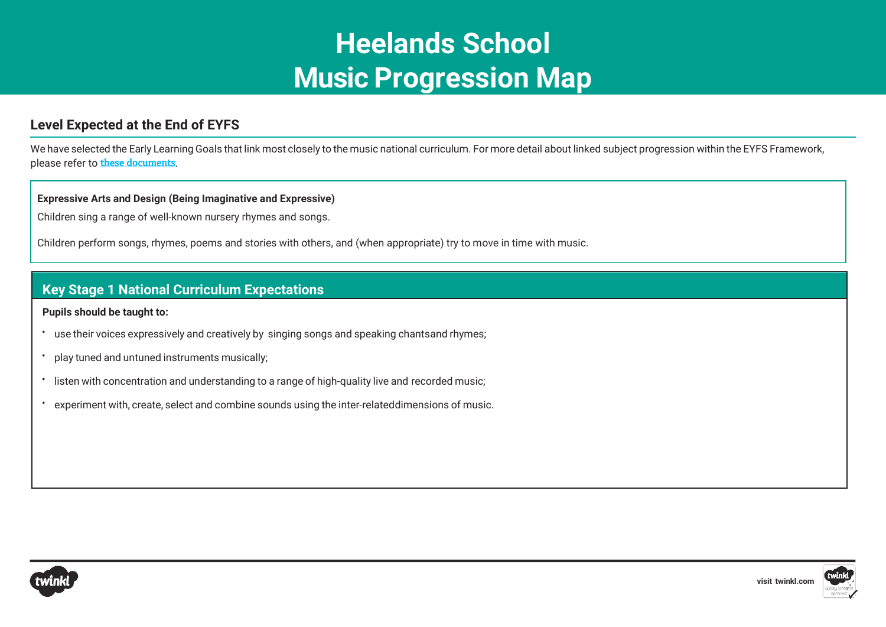# Heelands School
# Music Progression Map

## Level Expected at the End of EYFS

We have selected the Early Learning Goals that link most closely to the music national curriculum. For more detail about linked subject progression within the EYFS Framework, please refer to these documents.

**Expressive Arts and Design (Being Imaginative and Expressive)**

Children sing a range of well-known nursery rhymes and songs.

Children perform songs, rhymes, poems and stories with others, and (when appropriate) try to move in time with music.

## Key Stage 1 National Curriculum Expectations

**Pupils should be taught to:**

- use their voices expressively and creatively by singing songs and speaking chantsand rhymes;
- play tuned and untuned instruments musically;
- listen with concentration and understanding to a range of high-quality live and recorded music;
- experiment with, create, select and combine sounds using the inter-relateddimensions of music.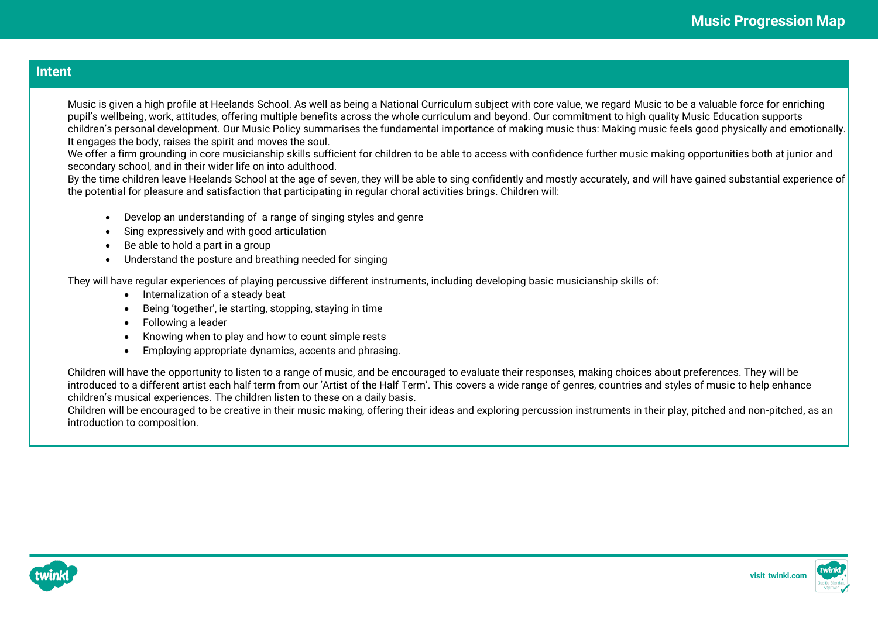## Intent

Music is given a high profile at Heelands School. As well as being a National Curriculum subject with core value, we regard Music to be a valuable force for enriching pupil's wellbeing, work, attitudes, offering multiple benefits across the whole curriculum and beyond. Our commitment to high quality Music Education supports children's personal development. Our Music Policy summarises the fundamental importance of making music thus: Making music feels good physically and emotionally. It engages the body, raises the spirit and moves the soul.

We offer a firm grounding in core musicianship skills sufficient for children to be able to access with confidence further music making opportunities both at junior and secondary school, and in their wider life on into adulthood.

By the time children leave Heelands School at the age of seven, they will be able to sing confidently and mostly accurately, and will have gained substantial experience of the potential for pleasure and satisfaction that participating in regular choral activities brings. Children will:

- Develop an understanding of a range of singing styles and genre
- Sing expressively and with good articulation
- Be able to hold a part in a group
- Understand the posture and breathing needed for singing

They will have regular experiences of playing percussive different instruments, including developing basic musicianship skills of:

- Internalization of a steady beat
- Being 'together', ie starting, stopping, staying in time
- Following a leader
- Knowing when to play and how to count simple rests
- Employing appropriate dynamics, accents and phrasing.

Children will have the opportunity to listen to a range of music, and be encouraged to evaluate their responses, making choices about preferences. They will be introduced to a different artist each half term from our 'Artist of the Half Term'. This covers a wide range of genres, countries and styles of music to help enhance children's musical experiences. The children listen to these on a daily basis.

Children will be encouraged to be creative in their music making, offering their ideas and exploring percussion instruments in their play, pitched and non-pitched, as an introduction to composition.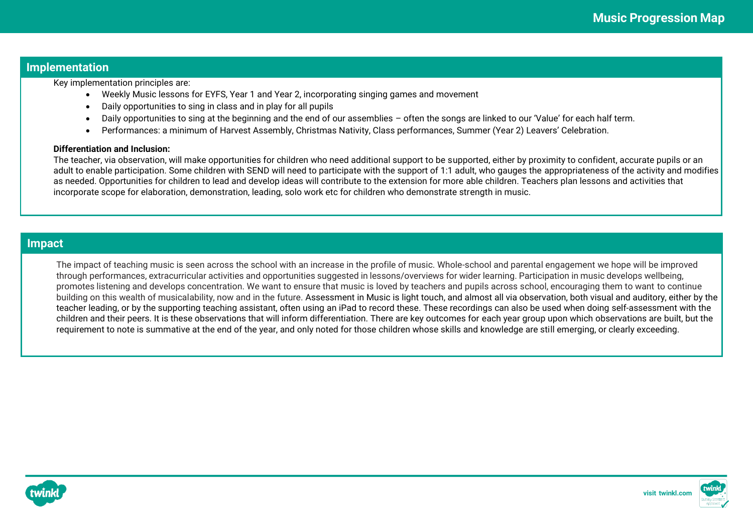## Implementation

Key implementation principles are:

- Weekly Music lessons for EYFS, Year 1 and Year 2, incorporating singing games and movement
- Daily opportunities to sing in class and in play for all pupils
- Daily opportunities to sing at the beginning and the end of our assemblies – often the songs are linked to our 'Value' for each half term.
- Performances: a minimum of Harvest Assembly, Christmas Nativity, Class performances, Summer (Year 2) Leavers' Celebration.

**Differentiation and Inclusion:**

The teacher, via observation, will make opportunities for children who need additional support to be supported, either by proximity to confident, accurate pupils or an adult to enable participation. Some children with SEND will need to participate with the support of 1:1 adult, who gauges the appropriateness of the activity and modifies as needed. Opportunities for children to lead and develop ideas will contribute to the extension for more able children. Teachers plan lessons and activities that incorporate scope for elaboration, demonstration, leading, solo work etc for children who demonstrate strength in music.

## Impact

The impact of teaching music is seen across the school with an increase in the profile of music. Whole-school and parental engagement we hope will be improved through performances, extracurricular activities and opportunities suggested in lessons/overviews for wider learning. Participation in music develops wellbeing, promotes listening and develops concentration. We want to ensure that music is loved by teachers and pupils across school, encouraging them to want to continue building on this wealth of musicalability, now and in the future. Assessment in Music is light touch, and almost all via observation, both visual and auditory, either by the teacher leading, or by the supporting teaching assistant, often using an iPad to record these. These recordings can also be used when doing self-assessment with the children and their peers. It is these observations that will inform differentiation. There are key outcomes for each year group upon which observations are built, but the requirement to note is summative at the end of the year, and only noted for those children whose skills and knowledge are still emerging, or clearly exceeding.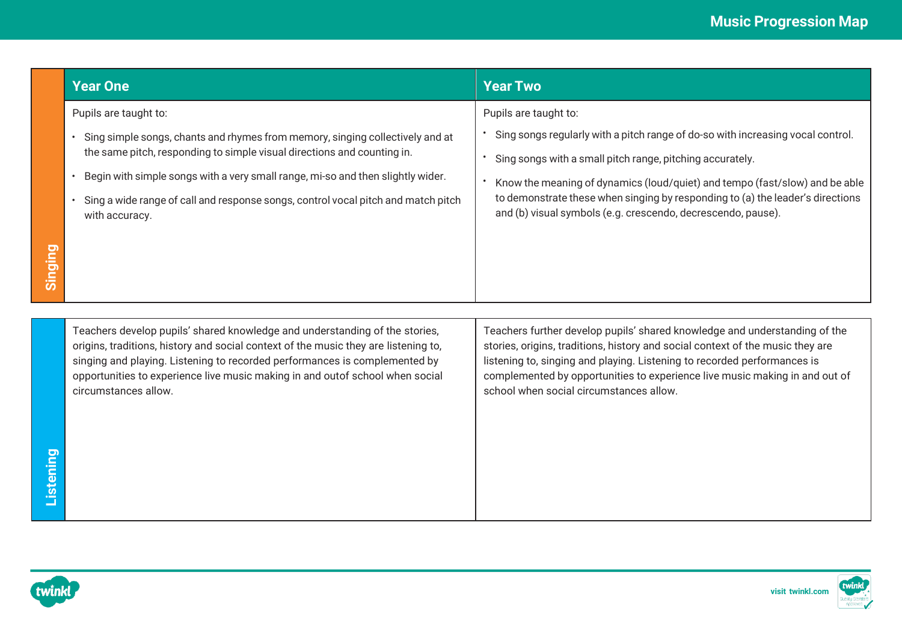| | Year One | Year Two |
|---|---|---|
| **Singing** | Pupils are taught to:<br>• Sing simple songs, chants and rhymes from memory, singing collectively and at the same pitch, responding to simple visual directions and counting in.<br>• Begin with simple songs with a very small range, mi-so and then slightly wider.<br>• Sing a wide range of call and response songs, control vocal pitch and match pitch with accuracy. | Pupils are taught to:<br>• Sing songs regularly with a pitch range of do-so with increasing vocal control.<br>• Sing songs with a small pitch range, pitching accurately.<br>• Know the meaning of dynamics (loud/quiet) and tempo (fast/slow) and be able to demonstrate these when singing by responding to (a) the leader's directions and (b) visual symbols (e.g. crescendo, decrescendo, pause). |
| **Listening** | Teachers develop pupils' shared knowledge and understanding of the stories, origins, traditions, history and social context of the music they are listening to, singing and playing. Listening to recorded performances is complemented by opportunities to experience live music making in and outof school when social circumstances allow. | Teachers further develop pupils' shared knowledge and understanding of the stories, origins, traditions, history and social context of the music they are listening to, singing and playing. Listening to recorded performances is complemented by opportunities to experience live music making in and out of school when social circumstances allow. |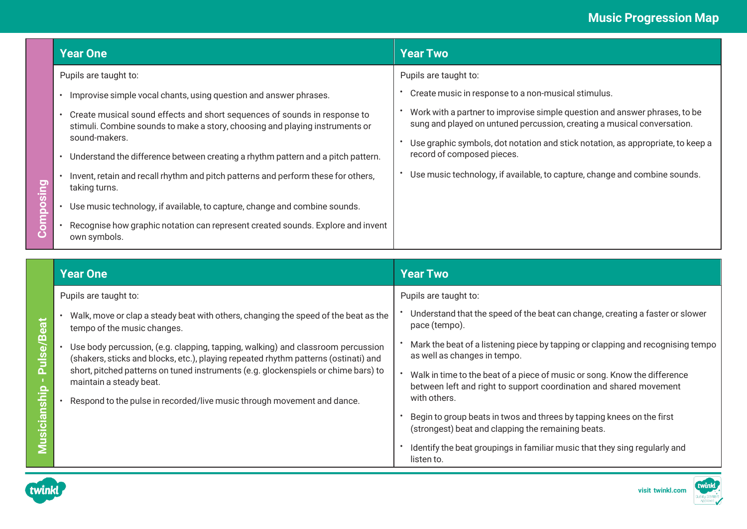## Composing

| Year One | Year Two |
|---|---|
| Pupils are taught to:<br>• Improvise simple vocal chants, using question and answer phrases.<br>• Create musical sound effects and short sequences of sounds in response to stimuli. Combine sounds to make a story, choosing and playing instruments or sound-makers.<br>• Understand the difference between creating a rhythm pattern and a pitch pattern.<br>• Invent, retain and recall rhythm and pitch patterns and perform these for others, taking turns.<br>• Use music technology, if available, to capture, change and combine sounds.<br>• Recognise how graphic notation can represent created sounds. Explore and invent own symbols. | Pupils are taught to:<br>• Create music in response to a non-musical stimulus.<br>• Work with a partner to improvise simple question and answer phrases, to be sung and played on untuned percussion, creating a musical conversation.<br>• Use graphic symbols, dot notation and stick notation, as appropriate, to keep a record of composed pieces.<br>• Use music technology, if available, to capture, change and combine sounds. |

## Musicianship - Pulse/Beat

| Year One | Year Two |
|---|---|
| Pupils are taught to:<br>• Walk, move or clap a steady beat with others, changing the speed of the beat as the tempo of the music changes.<br>• Use body percussion, (e.g. clapping, tapping, walking) and classroom percussion (shakers, sticks and blocks, etc.), playing repeated rhythm patterns (ostinati) and short, pitched patterns on tuned instruments (e.g. glockenspiels or chime bars) to maintain a steady beat.<br>• Respond to the pulse in recorded/live music through movement and dance. | Pupils are taught to:<br>• Understand that the speed of the beat can change, creating a faster or slower pace (tempo).<br>• Mark the beat of a listening piece by tapping or clapping and recognising tempo as well as changes in tempo.<br>• Walk in time to the beat of a piece of music or song. Know the difference between left and right to support coordination and shared movement with others.<br>• Begin to group beats in twos and threes by tapping knees on the first (strongest) beat and clapping the remaining beats.<br>• Identify the beat groupings in familiar music that they sing regularly and listen to. |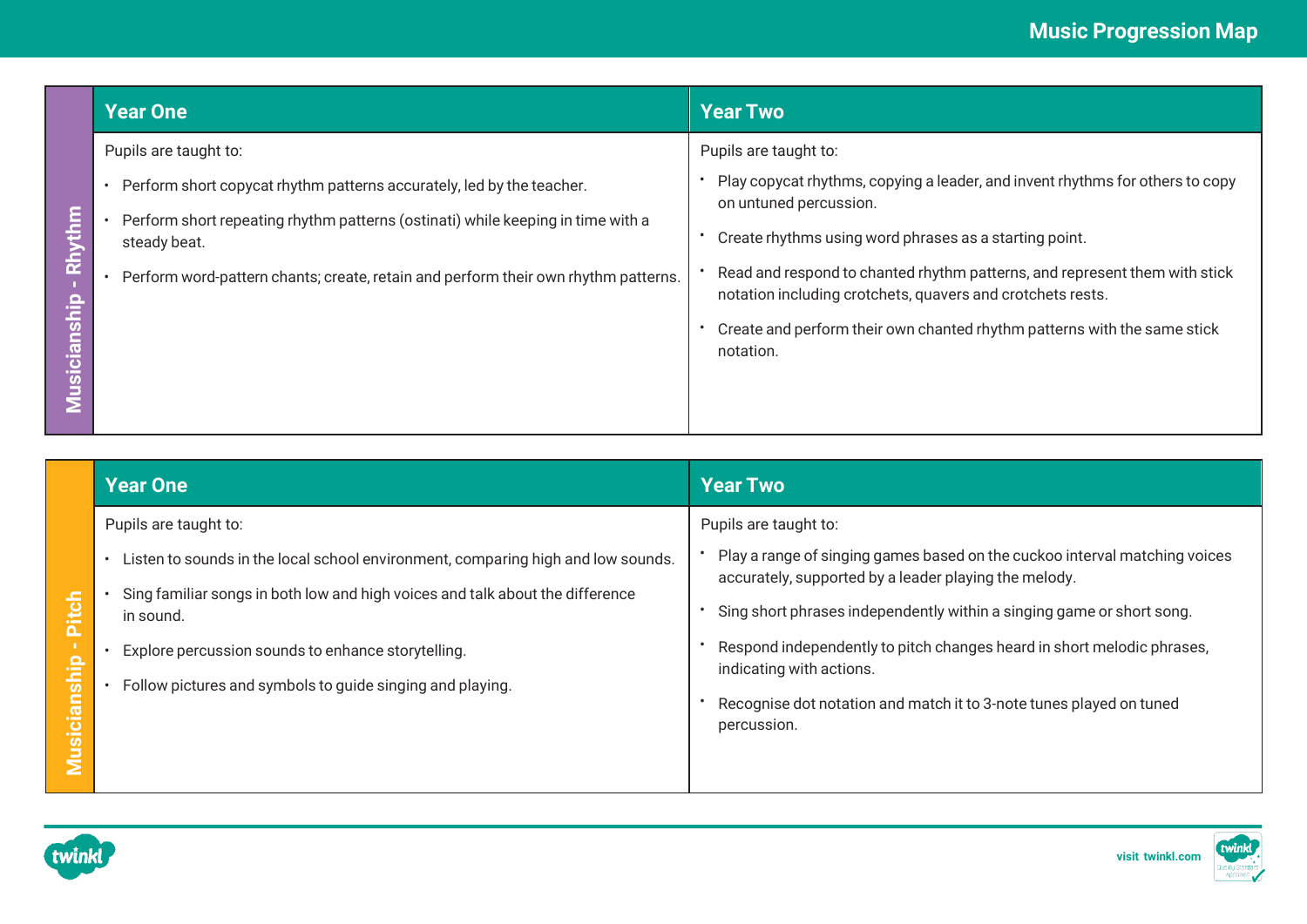# Music Progression Map

| Musicianship - Rhythm | Year One | Year Two |
|---|---|---|
| | Pupils are taught to:<br>• Perform short copycat rhythm patterns accurately, led by the teacher.<br>• Perform short repeating rhythm patterns (ostinati) while keeping in time with a steady beat.<br>• Perform word-pattern chants; create, retain and perform their own rhythm patterns. | Pupils are taught to:<br>• Play copycat rhythms, copying a leader, and invent rhythms for others to copy on untuned percussion.<br>• Create rhythms using word phrases as a starting point.<br>• Read and respond to chanted rhythm patterns, and represent them with stick notation including crotchets, quavers and crotchets rests.<br>• Create and perform their own chanted rhythm patterns with the same stick notation. |

| Musicianship - Pitch | Year One | Year Two |
|---|---|---|
| | Pupils are taught to:<br>• Listen to sounds in the local school environment, comparing high and low sounds.<br>• Sing familiar songs in both low and high voices and talk about the difference in sound.<br>• Explore percussion sounds to enhance storytelling.<br>• Follow pictures and symbols to guide singing and playing. | Pupils are taught to:<br>• Play a range of singing games based on the cuckoo interval matching voices accurately, supported by a leader playing the melody.<br>• Sing short phrases independently within a singing game or short song.<br>• Respond independently to pitch changes heard in short melodic phrases, indicating with actions.<br>• Recognise dot notation and match it to 3-note tunes played on tuned percussion. |